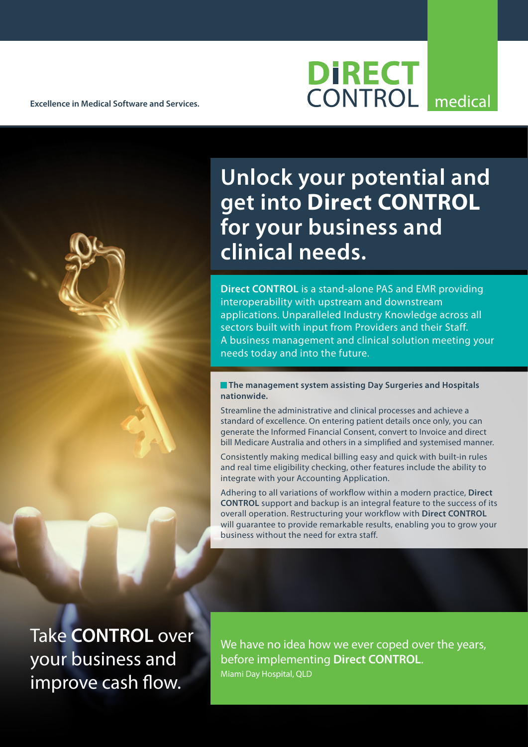Excellence in Medical Software and Services.

DiRECT CONTROL medical

# Unlock your potential and get into Direct CONTROL for your business and clinical needs.

**Direct CONTROL** is a stand-alone PAS and EMR providing interoperability with upstream and downstream applications. Unparalleled Industry Knowledge across all sectors built with input from Providers and their Staff. A business management and clinical solution meeting your needs today and into the future.

**The management system assisting Day Surgeries and Hospitals nationwide.**

Streamline the administrative and clinical processes and achieve a standard of excellence. On entering patient details once only, you can generate the Informed Financial Consent, convert to Invoice and direct bill Medicare Australia and others in a simplified and systemised manner.

Consistently making medical billing easy and quick with built-in rules and real time eligibility checking, other features include the ability to integrate with your Accounting Application.

Adhering to all variations of workflow within a modern practice, **Direct CONTROL** support and backup is an integral feature to the success of its overall operation. Restructuring your workflow with **Direct CONTROL** will guarantee to provide remarkable results, enabling you to grow your business without the need for extra staff.

Take **CONTROL** over your business and improve cash flow.

We have no idea how we ever coped over the years, before implementing **Direct CONTROL**.
Miami Day Hospital, QLD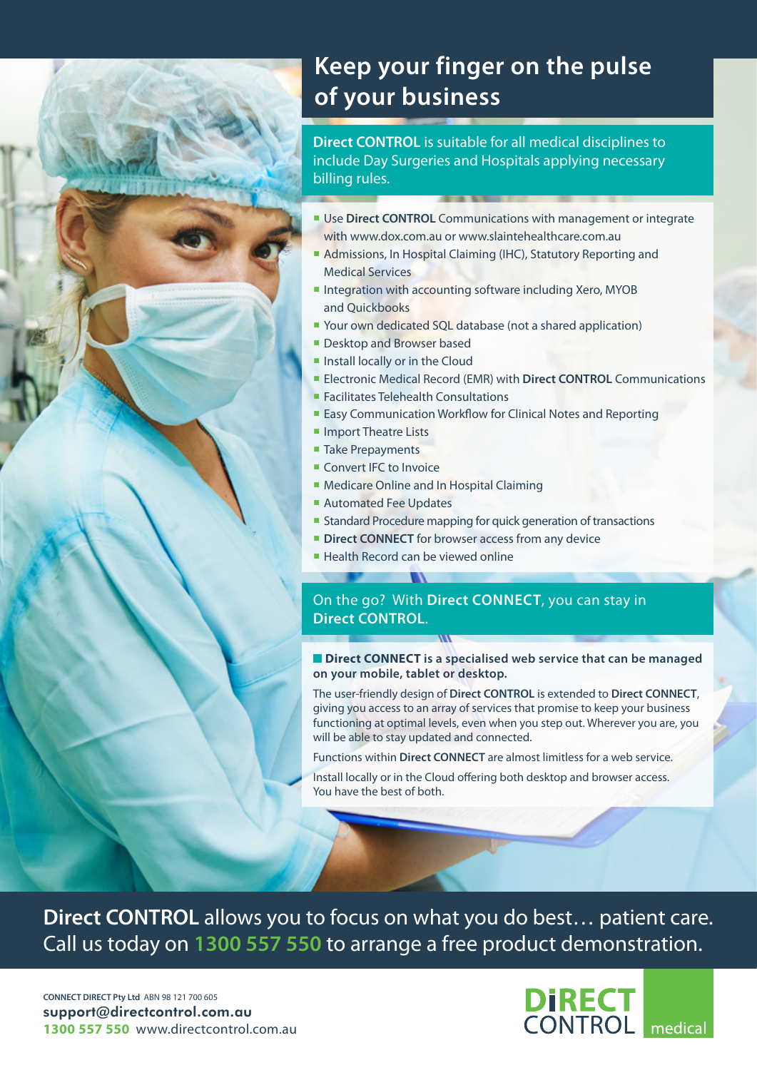# Keep your finger on the pulse of your business

**Direct CONTROL** is suitable for all medical disciplines to include Day Surgeries and Hospitals applying necessary billing rules.

- Use **Direct CONTROL** Communications with management or integrate with www.dox.com.au or www.slaintehealthcare.com.au
- Admissions, In Hospital Claiming (IHC), Statutory Reporting and Medical Services
- Integration with accounting software including Xero, MYOB and Quickbooks
- Your own dedicated SQL database (not a shared application)
- Desktop and Browser based
- Install locally or in the Cloud
- Electronic Medical Record (EMR) with **Direct CONTROL** Communications
- Facilitates Telehealth Consultations
- Easy Communication Workflow for Clinical Notes and Reporting
- Import Theatre Lists
- Take Prepayments
- Convert IFC to Invoice
- Medicare Online and In Hospital Claiming
- Automated Fee Updates
- Standard Procedure mapping for quick generation of transactions
- **Direct CONNECT** for browser access from any device
- Health Record can be viewed online

## On the go? With **Direct CONNECT**, you can stay in **Direct CONTROL**.

**Direct CONNECT is a specialised web service that can be managed on your mobile, tablet or desktop.**

The user-friendly design of **Direct CONTROL** is extended to **Direct CONNECT**, giving you access to an array of services that promise to keep your business functioning at optimal levels, even when you step out. Wherever you are, you will be able to stay updated and connected.

Functions within **Direct CONNECT** are almost limitless for a web service.

Install locally or in the Cloud offering both desktop and browser access. You have the best of both.

**Direct CONTROL** allows you to focus on what you do best… patient care.
Call us today on **1300 557 550** to arrange a free product demonstration.

**CONNECT DIRECT Pty Ltd** ABN 98 121 700 605
**support@directcontrol.com.au**
**1300 557 550** www.directcontrol.com.au

DIRECT CONTROL medical